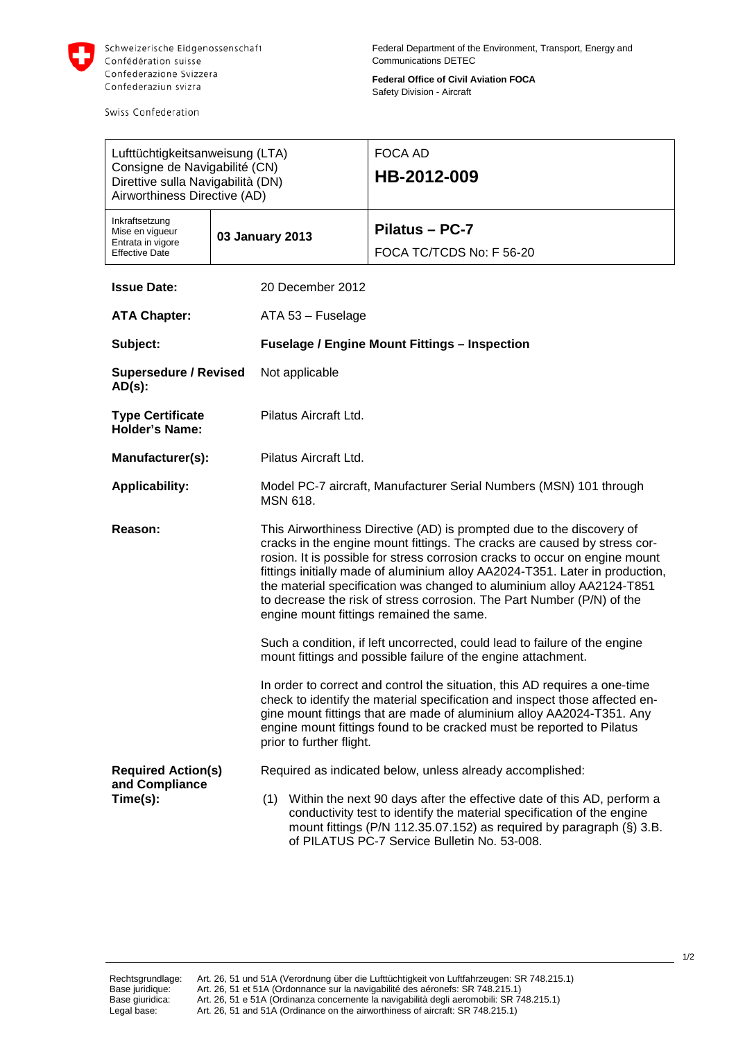Schweizerische Eidgenossenschaft
Confédération suisse
Confederazione Svizzera
Confederaziun svizra

Swiss Confederation

Federal Department of the Environment, Transport, Energy and Communications DETEC

**Federal Office of Civil Aviation FOCA**
Safety Division - Aircraft

| Lufttüchtigkeitsanweisung (LTA)<br>Consigne de Navigabilité (CN)<br>Direttive sulla Navigabilità (DN)<br>Airworthiness Directive (AD) | | FOCA AD<br>**HB-2012-009** |
|---|---|---|
| Inkraftsetzung<br>Mise en vigueur<br>Entrata in vigore<br>Effective Date | **03 January 2013** | **Pilatus – PC-7**<br>FOCA TC/TCDS No: F 56-20 |

**Issue Date:** 20 December 2012

**ATA Chapter:** ATA 53 – Fuselage

**Subject:** **Fuselage / Engine Mount Fittings – Inspection**

**Supersedure / Revised AD(s):** Not applicable

**Type Certificate Holder's Name:** Pilatus Aircraft Ltd.

**Manufacturer(s):** Pilatus Aircraft Ltd.

**Applicability:** Model PC-7 aircraft, Manufacturer Serial Numbers (MSN) 101 through MSN 618.

**Reason:**

This Airworthiness Directive (AD) is prompted due to the discovery of cracks in the engine mount fittings. The cracks are caused by stress corrosion. It is possible for stress corrosion cracks to occur on engine mount fittings initially made of aluminium alloy AA2024-T351. Later in production, the material specification was changed to aluminium alloy AA2124-T851 to decrease the risk of stress corrosion. The Part Number (P/N) of the engine mount fittings remained the same.

Such a condition, if left uncorrected, could lead to failure of the engine mount fittings and possible failure of the engine attachment.

In order to correct and control the situation, this AD requires a one-time check to identify the material specification and inspect those affected engine mount fittings that are made of aluminium alloy AA2024-T351. Any engine mount fittings found to be cracked must be reported to Pilatus prior to further flight.

**Required Action(s) and Compliance Time(s):**

Required as indicated below, unless already accomplished:

(1) Within the next 90 days after the effective date of this AD, perform a conductivity test to identify the material specification of the engine mount fittings (P/N 112.35.07.152) as required by paragraph (§) 3.B. of PILATUS PC-7 Service Bulletin No. 53-008.

Rechtsgrundlage: Art. 26, 51 und 51A (Verordnung über die Lufttüchtigkeit von Luftfahrzeugen: SR 748.215.1)
Base juridique: Art. 26, 51 et 51A (Ordonnance sur la navigabilité des aéronefs: SR 748.215.1)
Base giuridica: Art. 26, 51 e 51A (Ordinanza concernente la navigabilità degli aeromobili: SR 748.215.1)
Legal base: Art. 26, 51 and 51A (Ordinance on the airworthiness of aircraft: SR 748.215.1)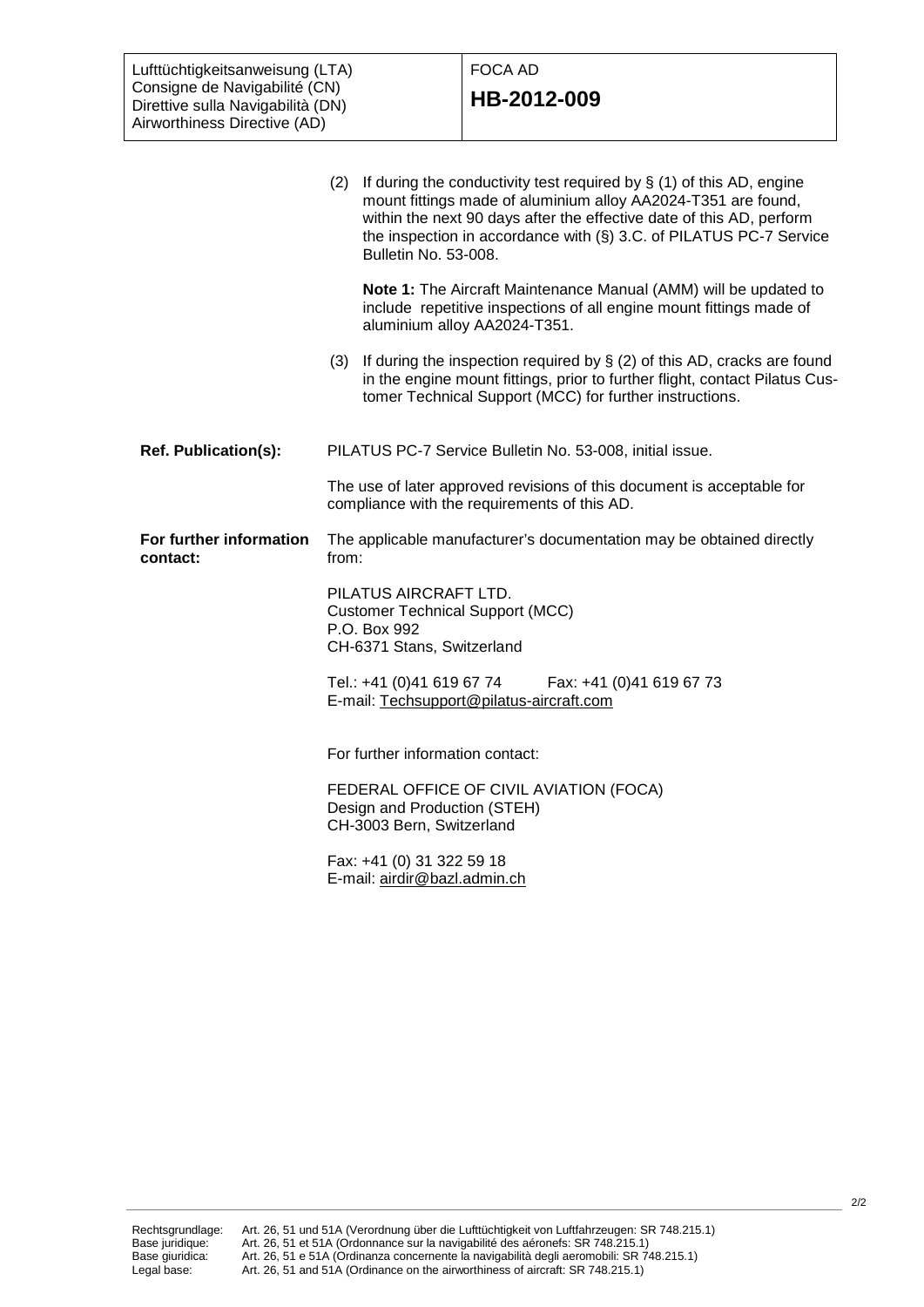| | |
|---|---|
| Lufttüchtigkeitsanweisung (LTA)<br>Consigne de Navigabilité (CN)<br>Direttive sulla Navigabilità (DN)<br>Airworthiness Directive (AD) | FOCA AD<br>**HB-2012-009** |

(2) If during the conductivity test required by § (1) of this AD, engine mount fittings made of aluminium alloy AA2024-T351 are found, within the next 90 days after the effective date of this AD, perform the inspection in accordance with (§) 3.C. of PILATUS PC-7 Service Bulletin No. 53-008.

**Note 1:** The Aircraft Maintenance Manual (AMM) will be updated to include repetitive inspections of all engine mount fittings made of aluminium alloy AA2024-T351.

(3) If during the inspection required by § (2) of this AD, cracks are found in the engine mount fittings, prior to further flight, contact Pilatus Customer Technical Support (MCC) for further instructions.

**Ref. Publication(s):**

PILATUS PC-7 Service Bulletin No. 53-008, initial issue.

The use of later approved revisions of this document is acceptable for compliance with the requirements of this AD.

**For further information contact:**

The applicable manufacturer's documentation may be obtained directly from:

PILATUS AIRCRAFT LTD.
Customer Technical Support (MCC)
P.O. Box 992
CH-6371 Stans, Switzerland

Tel.: +41 (0)41 619 67 74  Fax: +41 (0)41 619 67 73
E-mail: Techsupport@pilatus-aircraft.com

For further information contact:

FEDERAL OFFICE OF CIVIL AVIATION (FOCA)
Design and Production (STEH)
CH-3003 Bern, Switzerland

Fax: +41 (0) 31 322 59 18
E-mail: airdir@bazl.admin.ch

Rechtsgrundlage: Art. 26, 51 und 51A (Verordnung über die Lufttüchtigkeit von Luftfahrzeugen: SR 748.215.1)
Base juridique: Art. 26, 51 et 51A (Ordonnance sur la navigabilité des aéronefs: SR 748.215.1)
Base giuridica: Art. 26, 51 e 51A (Ordinanza concernente la navigabilità degli aeromobili: SR 748.215.1)
Legal base: Art. 26, 51 and 51A (Ordinance on the airworthiness of aircraft: SR 748.215.1)